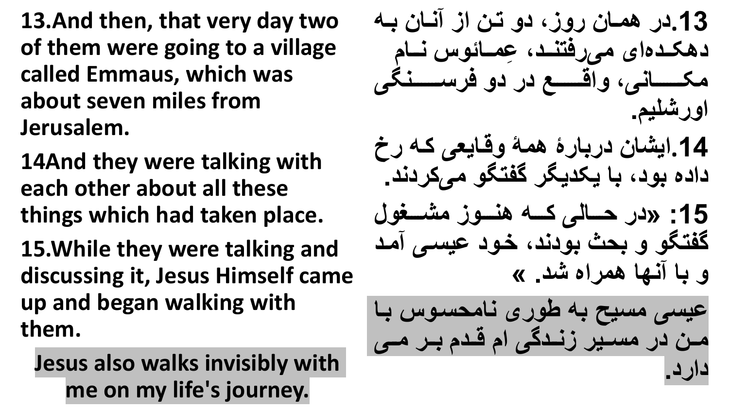13.And then, that very day two of them were going to a village called Emmaus, which was about seven miles from Jerusalem.

14And they were talking with each other about all these things which had taken place.

15.While they were talking and discussing it, Jesus Himself came up and began walking with them.

Jesus also walks invisibly with me on my life's journey.

13.در همان روز، دو تن از آنان به دهکده‌ای می‌رفتند، عِمائوس نام مکانی، واقع در دو فرسنگی اورشلیم.

14.ایشان دربارهٔ همهٔ وقایعی که رخ داده بود، با یکدیگر گفتگو می‌کردند.

15: «در حالی که هنوز مشغول گفتگو و بحث بودند، خود عیسی آمد و با آنها همراه شد. »

عیسی مسیح به طوری نامحسوس با من در مسیر زندگی ام قدم بر می دارد.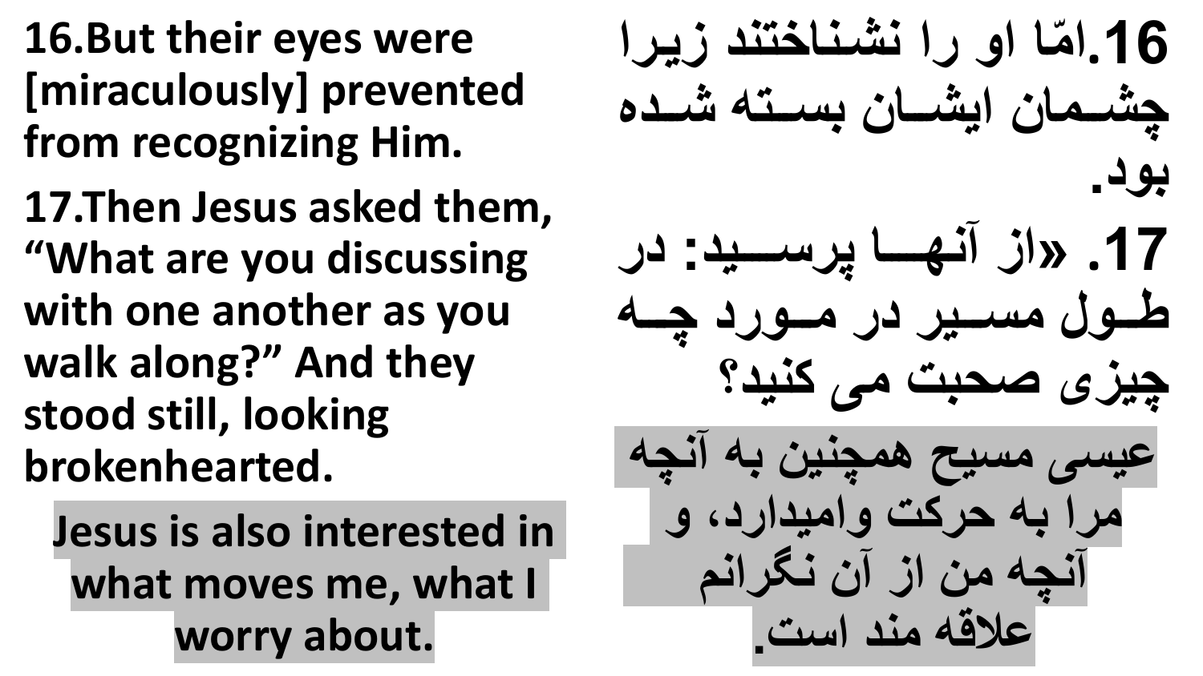**16.But their eyes were [miraculously] prevented from recognizing Him.**

**17.Then Jesus asked them, “What are you discussing with one another as you walk along?” And they stood still, looking brokenhearted.**

**Jesus is also interested in what moves me, what I worry about.**

**16.امّا او را نشناختند زیرا چشمان ایشان بسته شده بود.**

**17. «از آنها پرسید: در طول مسیر در مورد چه چیزی صحبت می کنید؟**

**عیسی مسیح همچنین به آنچه مرا به حرکت وامیدارد، و آنچه من از آن نگرانم علاقه مند است.**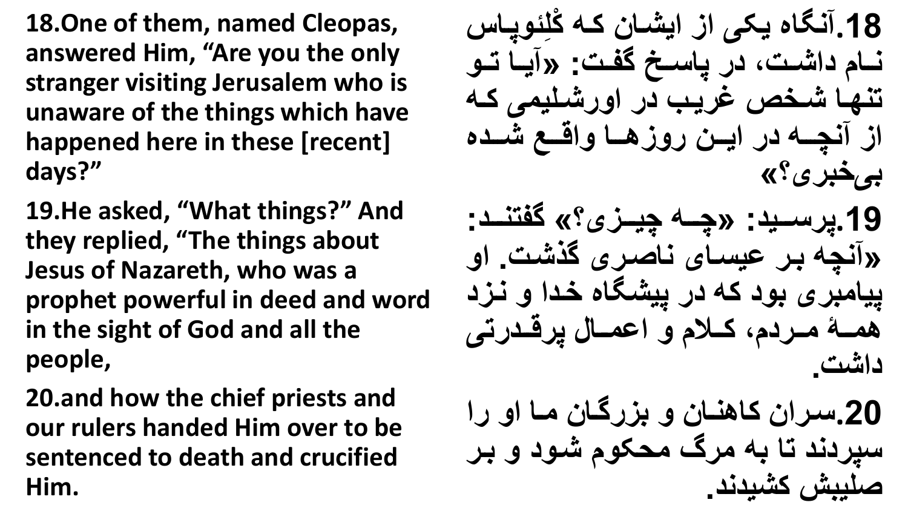**18.One of them, named Cleopas, answered Him, “Are you the only stranger visiting Jerusalem who is unaware of the things which have happened here in these [recent] days?”**

**19.He asked, “What things?” And they replied, “The things about Jesus of Nazareth, who was a prophet powerful in deed and word in the sight of God and all the people,**

**20.and how the chief priests and our rulers handed Him over to be sentenced to death and crucified Him.**

**18.آنگاه یکی از ایشان که کْلِئوپاس نام داشت، در پاسخ گفت: «آیا تو تنها شخص غریب در اورشلیمی که از آنچه در این روزها واقع شده بی‌خبری؟»**

**19.پرسید: «چه چیزی؟» گفتند: «آنچه بر عیسای ناصری گذشت. او پیامبری بود که در پیشگاه خدا و نزد همهٔ مردم، کلام و اعمال پرقدرتی داشت.**

**20.سران کاهنان و بزرگان ما او را سپردند تا به مرگ محکوم شود و بر صلیبش کشیدند.**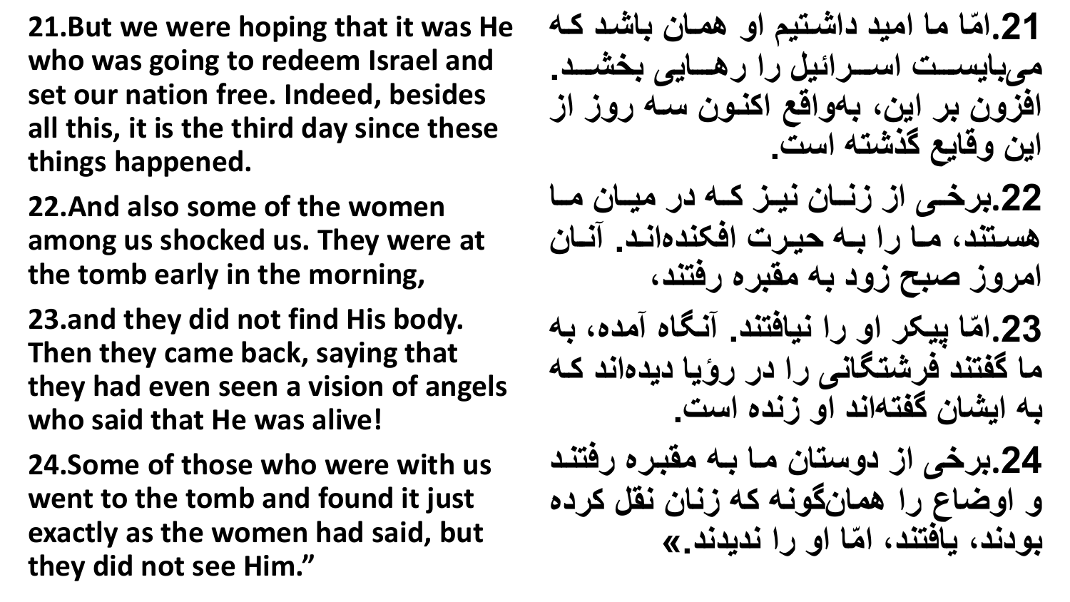**21.But we were hoping that it was He who was going to redeem Israel and set our nation free. Indeed, besides all this, it is the third day since these things happened.**

**22.And also some of the women among us shocked us. They were at the tomb early in the morning,**

**23.and they did not find His body. Then they came back, saying that they had even seen a vision of angels who said that He was alive!**

**24.Some of those who were with us went to the tomb and found it just exactly as the women had said, but they did not see Him."**

**21.امّا ما امید داشتیم او همان باشد که می‌بایست اسرائیل را رهایی بخشد. افزون بر این، به‌واقع اکنون سه روز از این وقایع گذشته است.**

**22.برخی از زنان نیز که در میان ما هستند، ما را به حیرت افکنده‌اند. آنان امروز صبح زود به مقبره رفتند،**

**23.امّا پیکر او را نیافتند. آنگاه آمده، به ما گفتند فرشتگانی را در رؤیا دیده‌اند که به ایشان گفته‌اند او زنده است.**

**24.برخی از دوستان ما به مقبره رفتند و اوضاع را همان‌گونه که زنان نقل کرده بودند، یافتند، امّا او را ندیدند.»**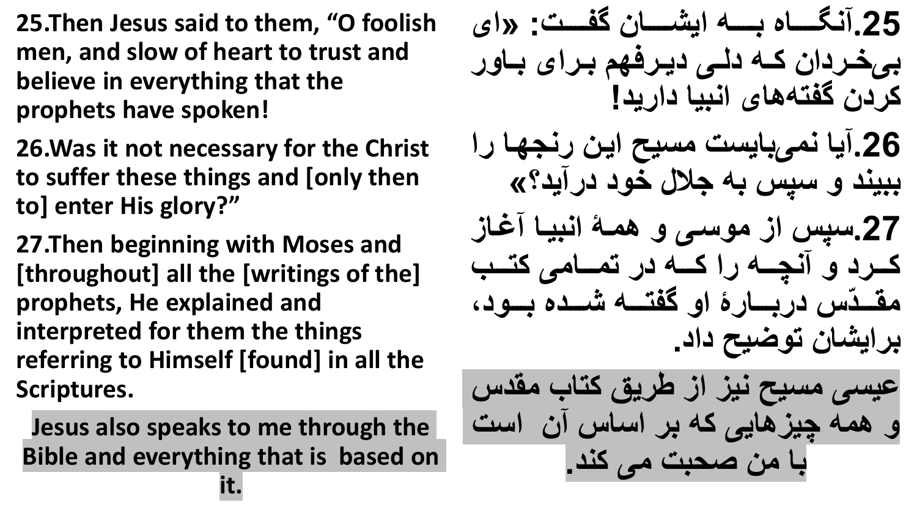**25.Then Jesus said to them, "O foolish men, and slow of heart to trust and believe in everything that the prophets have spoken!**

**26.Was it not necessary for the Christ to suffer these things and [only then to] enter His glory?"**

**27.Then beginning with Moses and [throughout] all the [writings of the] prophets, He explained and interpreted for them the things referring to Himself [found] in all the Scriptures.**

**Jesus also speaks to me through the Bible and everything that is based on it.**

**25.آنگاه به ایشان گفت: «ای بی‌خردان که دلی دیرفهم برای باور کردن گفته‌های انبیا دارید!**

**26.آیا نمی‌بایست مسیح این رنجها را ببیند و سپس به جلال خود درآید؟»**

**27.سپس از موسی و همهٔ انبیا آغاز کرد و آنچه را که در تمامی کتب مقدّس دربارهٔ او گفته شده بود، برایشان توضیح داد.**

**عیسی مسیح نیز از طریق کتاب مقدس و همه چیزهایی که بر اساس آن است با من صحبت می کند.**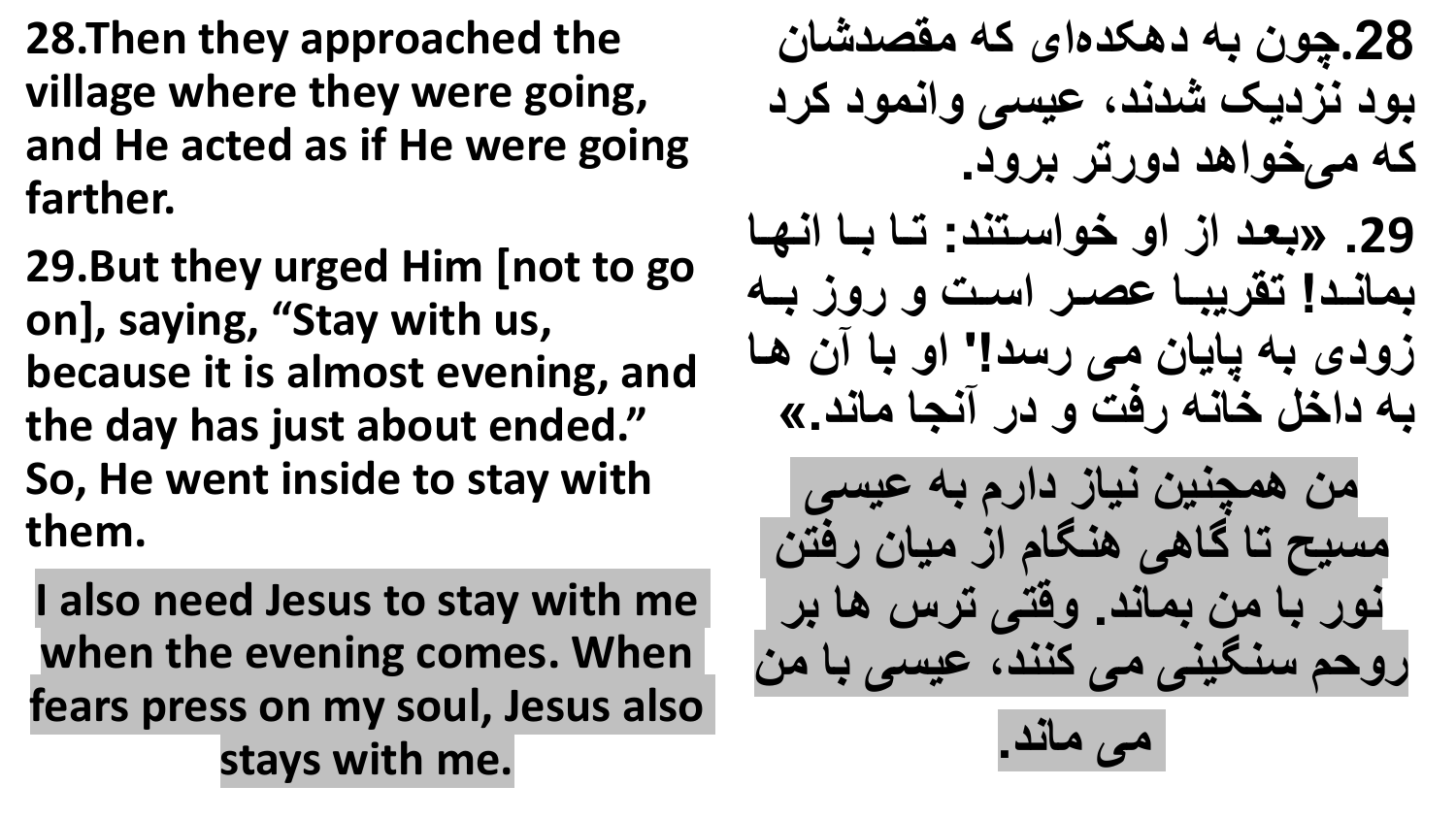**28.Then they approached the village where they were going, and He acted as if He were going farther.**

**29.But they urged Him [not to go on], saying, “Stay with us, because it is almost evening, and the day has just about ended.” So, He went inside to stay with them.**

**I also need Jesus to stay with me when the evening comes. When fears press on my soul, Jesus also stays with me.**

**28.چون به دهکده‌ای که مقصدشان بود نزدیک شدند، عیسی وانمود کرد که می‌خواهد دورتر برود.**

**29. «بعد از او خواستند: تا با انها بماند! تقریبا عصر است و روز به زودی به پایان می رسد!' او با آن ها به داخل خانه رفت و در آنجا ماند.»**

**من همچنین نیاز دارم به عیسی مسیح تا گاهی هنگام از میان رفتن نور با من بماند. وقتی ترس ها بر روحم سنگینی می کنند، عیسی با من می ماند.**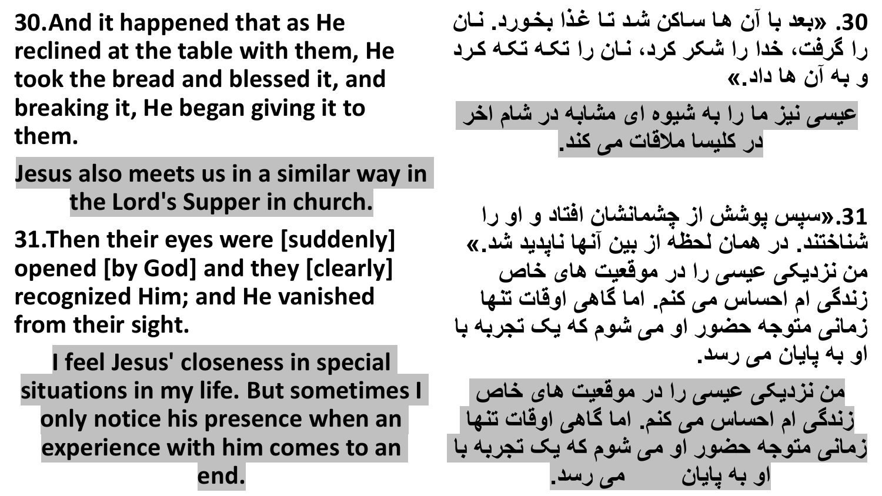**30.And it happened that as He reclined at the table with them, He took the bread and blessed it, and breaking it, He began giving it to them.**

**Jesus also meets us in a similar way in the Lord's Supper in church.**

**31.Then their eyes were [suddenly] opened [by God] and they [clearly] recognized Him; and He vanished from their sight.**

**I feel Jesus' closeness in special situations in my life. But sometimes I only notice his presence when an experience with him comes to an end.**

**30. «بعد با آن ها ساکن شد تا غذا بخورد. نان را گرفت، خدا را شکر کرد، نان را تکه تکه کرد و به آن ها داد.»**

**عیسی نیز ما را به شیوه ای مشابه در شام اخر در کلیسا ملاقات می کند.**

**31.«سپس پوشش از چشمانشان افتاد و او را شناختند. در همان لحظه از بین آنها ناپدید شد.» من نزدیکی عیسی را در موقعیت های خاص زندگی ام احساس می کنم. اما گاهی اوقات تنها زمانی متوجه حضور او می شوم که یک تجربه با او به پایان می رسد.**

**من نزدیکی عیسی را در موقعیت های خاص زندگی ام احساس می کنم. اما گاهی اوقات تنها زمانی متوجه حضور او می شوم که یک تجربه با او به پایان می رسد.**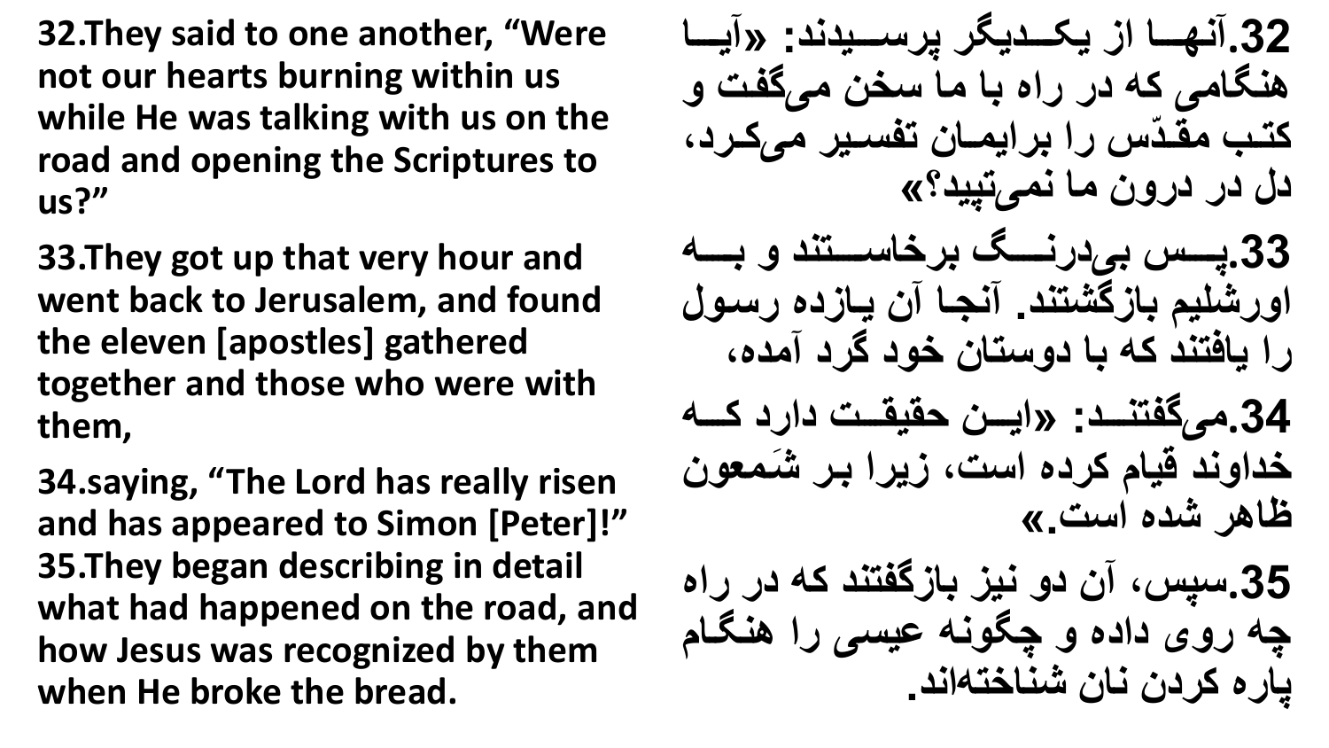**32.They said to one another, “Were not our hearts burning within us while He was talking with us on the road and opening the Scriptures to us?”**

**33.They got up that very hour and went back to Jerusalem, and found the eleven [apostles] gathered together and those who were with them,**

**34.saying, “The Lord has really risen and has appeared to Simon [Peter]!”**

**35.They began describing in detail what had happened on the road, and how Jesus was recognized by them when He broke the bread.**

**32.آنها از یکدیگر پرسیدند: «آیا هنگامی که در راه با ما سخن می‌گفت و کتب مقدّس را برایمان تفسیر می‌کرد، دل در درون ما نمی‌تپید؟»**

**33.پس بی‌درنگ برخاستند و به اورشلیم بازگشتند. آنجا آن یازده رسول را یافتند که با دوستان خود گرد آمده،**

**34.می‌گفتند: «این حقیقت دارد که خداوند قیام کرده است، زیرا بر شَمعون ظاهر شده است.»**

**35.سپس، آن دو نیز بازگفتند که در راه چه روی داده و چگونه عیسی را هنگام پاره کردن نان شناخته‌اند.**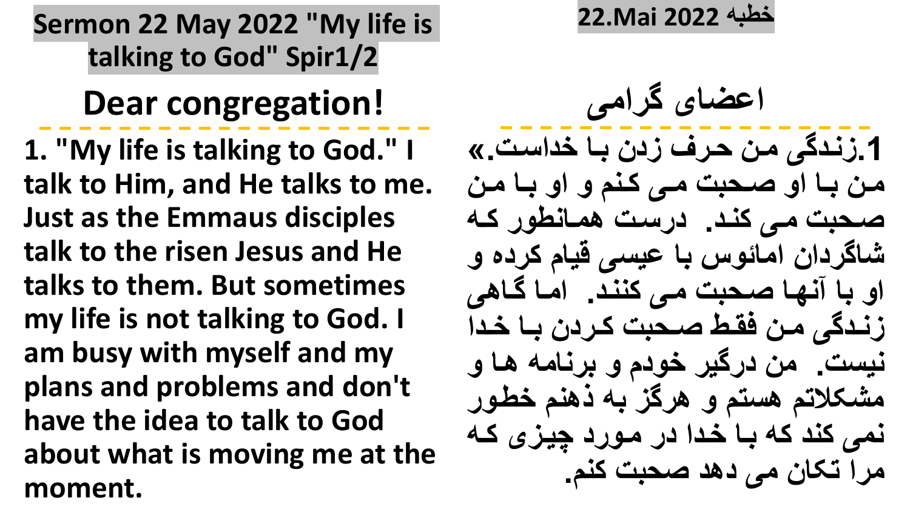**Sermon 22 May 2022 "My life is talking to God" Spir1/2**

## Dear congregation!

**1. "My life is talking to God." I talk to Him, and He talks to me. Just as the Emmaus disciples talk to the risen Jesus and He talks to them. But sometimes my life is not talking to God. I am busy with myself and my plans and problems and don't have the idea to talk to God about what is moving me at the moment.**

**خطبه 22.Mai 2022**

## اعضای گرامی

**1.زندگی من حرف زدن با خداست.» من با او صحبت می کنم و او با من صحبت می کند. درست همانطور که شاگردان امائوس با عیسی قیام کرده و او با آنها صحبت می کنند. اما گاهی زندگی من فقط صحبت کردن با خدا نیست. من درگیر خودم و برنامه ها و مشکلاتم هستم و هرگز به ذهنم خطور نمی کند که با خدا در مورد چیزی که مرا تکان می دهد صحبت کنم.**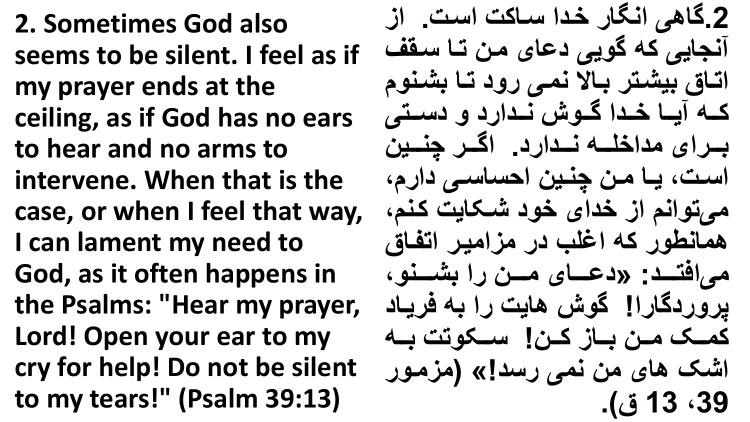**2. Sometimes God also seems to be silent. I feel as if my prayer ends at the ceiling, as if God has no ears to hear and no arms to intervene. When that is the case, or when I feel that way, I can lament my need to God, as it often happens in the Psalms: "Hear my prayer, Lord! Open your ear to my cry for help! Do not be silent to my tears!" (Psalm 39:13)**

**2.گاهی انگار خدا ساکت است. از آنجایی که گویی دعای من تا سقف اتاق بیشتر بالا نمی رود تا بشنوم که آیا خدا گوش ندارد و دستی برای مداخله ندارد. اگر چنین است، یا من چنین احساسی دارم، می‌توانم از خدای خود شکایت کنم، همانطور که اغلب در مزامیر اتفاق می‌افتد: «دعای من را بشنو، پروردگارا! گوش هایت را به فریاد کمک من باز کن! سکوتت به اشک های من نمی رسد!» (مزمور 39، 13 ق).**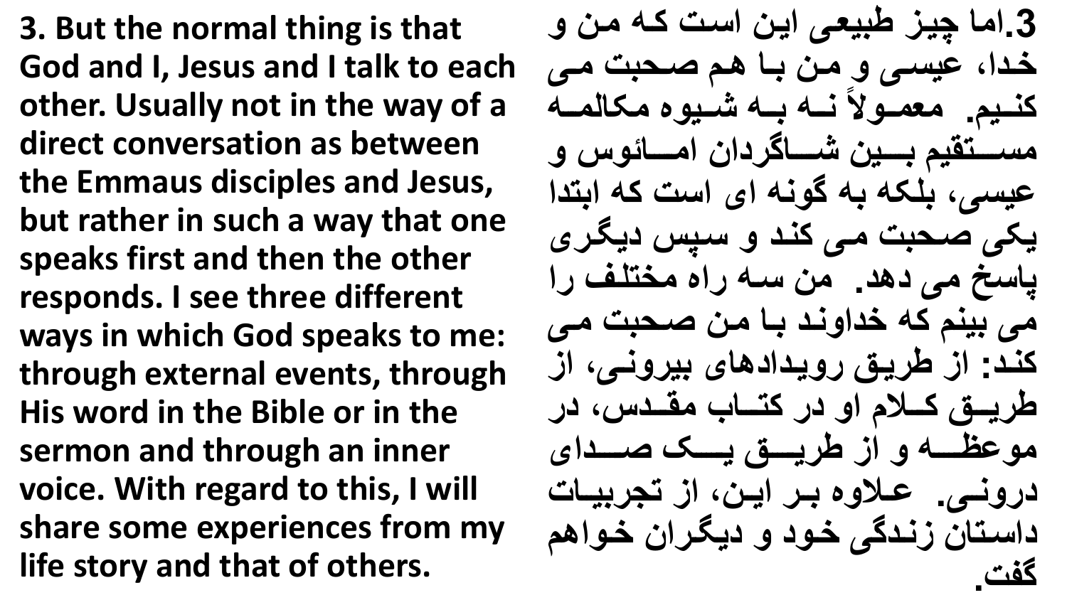**3. But the normal thing is that God and I, Jesus and I talk to each other. Usually not in the way of a direct conversation as between the Emmaus disciples and Jesus, but rather in such a way that one speaks first and then the other responds. I see three different ways in which God speaks to me: through external events, through His word in the Bible or in the sermon and through an inner voice. With regard to this, I will share some experiences from my life story and that of others.**

**3.اما چیز طبیعی این است که من و خدا، عیسی و من با هم صحبت می کنیم. معمولاً نه به شیوه مکالمه مستقیم بین شاگردان اماؤس و عیسی، بلکه به گونه ای است که ابتدا یکی صحبت می کند و سپس دیگری پاسخ می دهد. من سه راه مختلف را می بینم که خداوند با من صحبت می کند: از طریق رویدادهای بیرونی، از طریق کلام او در کتاب مقدس، در موعظه و از طریق یک صدای درونی. علاوه بر این، از تجربیات داستان زندگی خود و دیگران خواهم گفت.**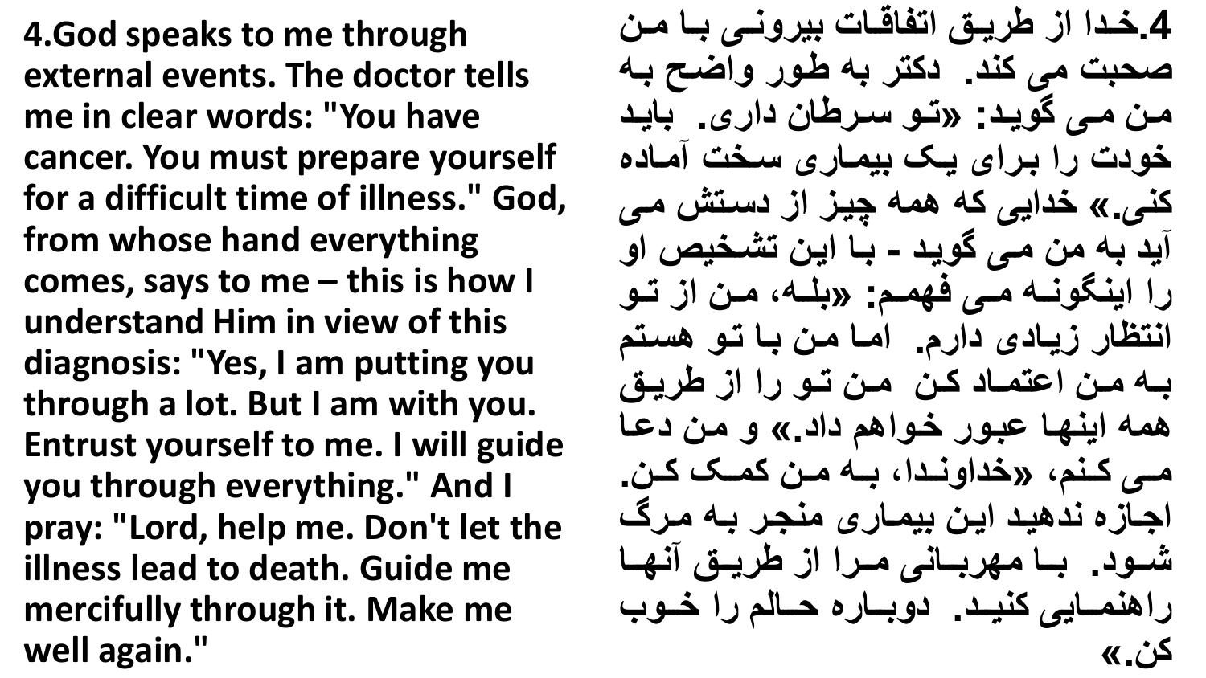**4.God speaks to me through external events. The doctor tells me in clear words: "You have cancer. You must prepare yourself for a difficult time of illness." God, from whose hand everything comes, says to me – this is how I understand Him in view of this diagnosis: "Yes, I am putting you through a lot. But I am with you. Entrust yourself to me. I will guide you through everything." And I pray: "Lord, help me. Don't let the illness lead to death. Guide me mercifully through it. Make me well again."**

**4.خدا از طریق اتفاقات بیرونی با من صحبت می کند. دکتر به طور واضح به من می گوید: «تو سرطان داری. باید خودت را برای یک بیماری سخت آماده کنی.» خدایی که همه چیز از دستش می آید به من می گوید - با این تشخیص او را اینگونه می فهمم: «بله، من از تو انتظار زیادی دارم. اما من با تو هستم به من اعتماد کن من تو را از طریق همه اینها عبور خواهم داد.» و من دعا می کنم، «خداوندا، به من کمک کن. اجازه ندهید این بیماری منجر به مرگ شود. با مهربانی مرا از طریق آنها راهنمایی کنید. دوباره حالم را خوب کن.»**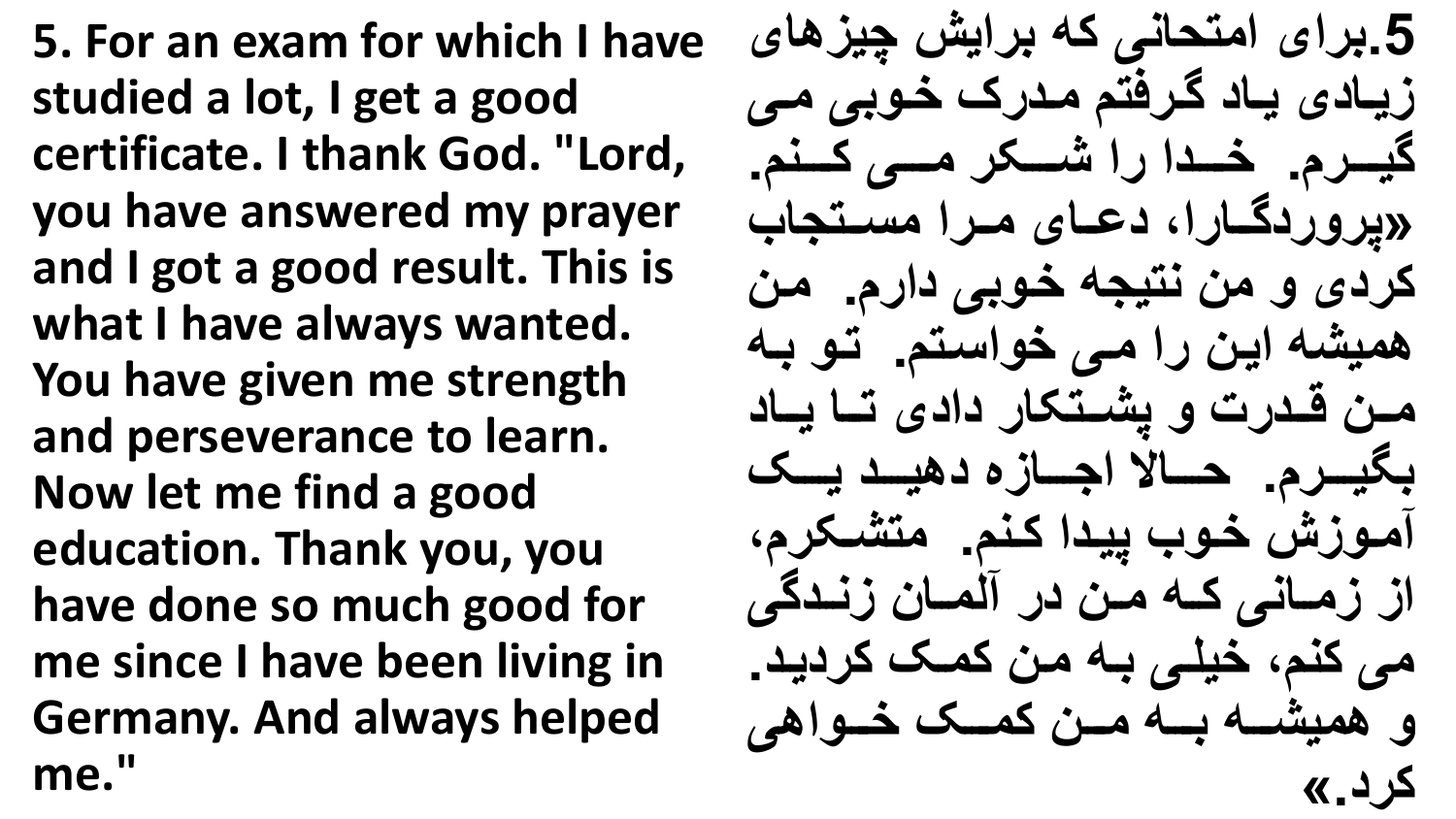5. For an exam for which I have studied a lot, I get a good certificate. I thank God. "Lord, you have answered my prayer and I got a good result. This is what I have always wanted. You have given me strength and perseverance to learn. Now let me find a good education. Thank you, you have done so much good for me since I have been living in Germany. And always helped me."

5.برای امتحانی که برایش چیزهای زیادی یاد گرفتم مدرک خوبی می گیرم. خدا را شکر می کنم. «پروردگارا، دعای مرا مستجاب کردی و من نتیجه خوبی دارم. من همیشه این را می خواستم. تو به من قدرت و پشتکار دادی تا یاد بگیرم. حالا اجازه دهید یک آموزش خوب پیدا کنم. متشکرم، از زمانی که من در آلمان زندگی می کنم، خیلی به من کمک کردید. و همیشه به من کمک خواهی کرد.»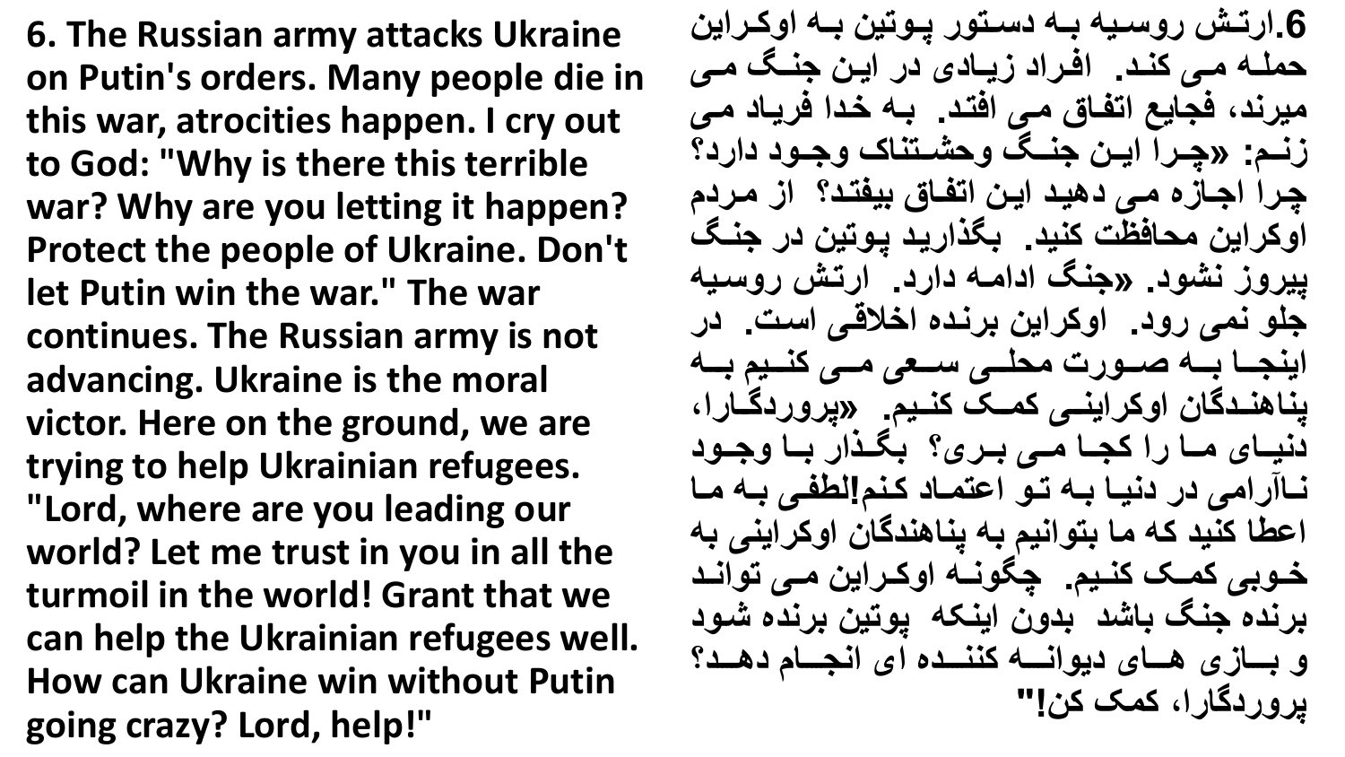**6. The Russian army attacks Ukraine on Putin's orders. Many people die in this war, atrocities happen. I cry out to God: "Why is there this terrible war? Why are you letting it happen? Protect the people of Ukraine. Don't let Putin win the war." The war continues. The Russian army is not advancing. Ukraine is the moral victor. Here on the ground, we are trying to help Ukrainian refugees. "Lord, where are you leading our world? Let me trust in you in all the turmoil in the world! Grant that we can help the Ukrainian refugees well. How can Ukraine win without Putin going crazy? Lord, help!"**

**6.ارتش روسیه به دستور پوتین به اوکراین حمله می کند. افراد زیادی در این جنگ می میرند، فجایع اتفاق می افتد. به خدا فریاد می زنم: «چرا این جنگ وحشتناک وجود دارد؟ چرا اجازه می دهید این اتفاق بیفتد؟ از مردم اوکراین محافظت کنید. بگذارید پوتین در جنگ پیروز نشود. «جنگ ادامه دارد. ارتش روسیه جلو نمی رود. اوکراین برنده اخلاقی است. در اینجا به صورت محلی سعی می کنیم به پناهندگان اوکراینی کمک کنیم. «پروردگارا، دنیای ما را کجا می بری؟ بگذار با وجود ناآرامی در دنیا به تو اعتماد کنم!لطفی به ما اعطا کنید که ما بتوانیم به پناهندگان اوکراینی به خوبی کمک کنیم. چگونه اوکراین می تواند برنده جنگ باشد بدون اینکه پوتین برنده شود و بازی های دیوانه کننده ای انجام دهد؟ پروردگارا، کمک کن!"**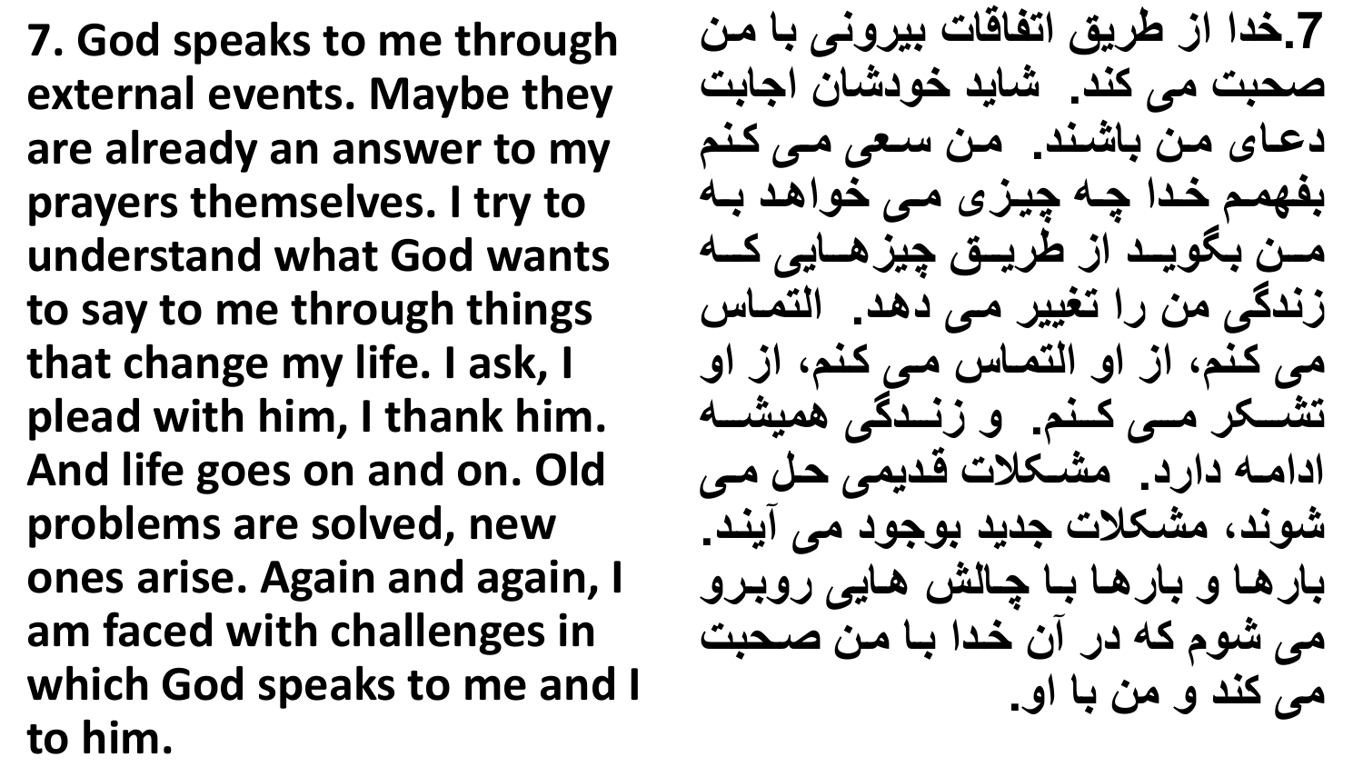**7. God speaks to me through external events. Maybe they are already an answer to my prayers themselves. I try to understand what God wants to say to me through things that change my life. I ask, I plead with him, I thank him. And life goes on and on. Old problems are solved, new ones arise. Again and again, I am faced with challenges in which God speaks to me and I to him.**

**7.خدا از طریق اتفاقات بیرونی با من صحبت می کند. شاید خودشان اجابت دعای من باشند. من سعی می کنم بفهمم خدا چه چیزی می خواهد به من بگوید از طریق چیزهایی که زندگی من را تغییر می دهد. التماس می کنم، از او التماس می کنم، از او تشکر می کنم. و زندگی همیشه ادامه دارد. مشکلات قدیمی حل می شوند، مشکلات جدید بوجود می آیند. بارها و بارها با چالش هایی روبرو می شوم که در آن خدا با من صحبت می کند و من با او.**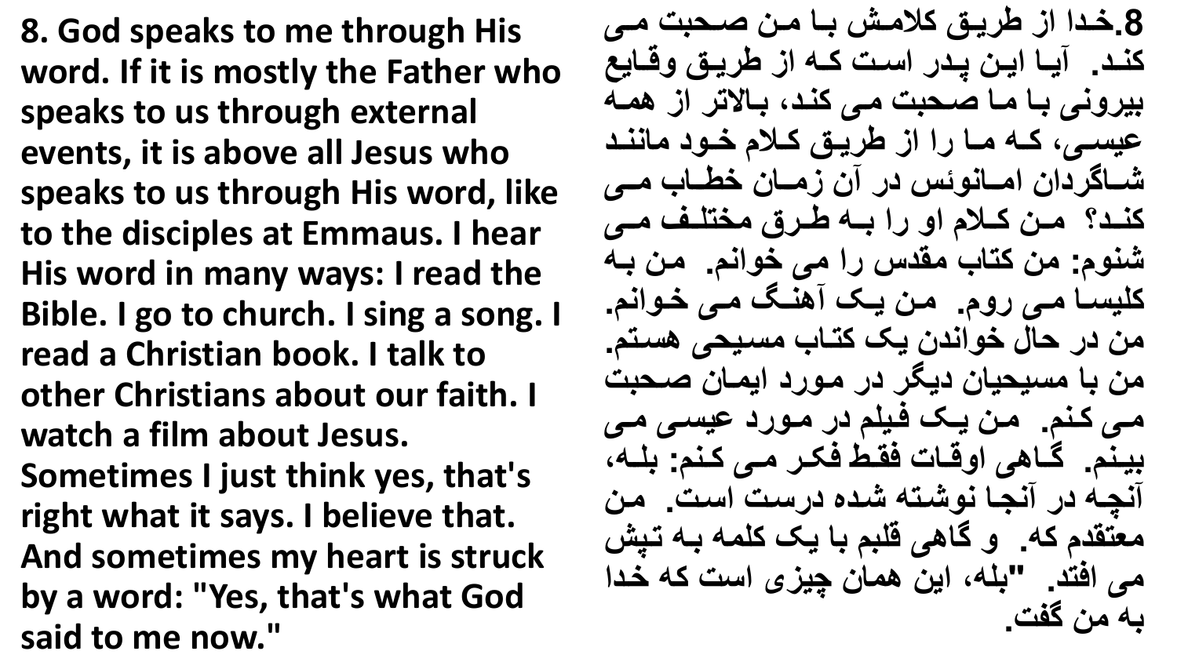**8. God speaks to me through His word. If it is mostly the Father who speaks to us through external events, it is above all Jesus who speaks to us through His word, like to the disciples at Emmaus. I hear His word in many ways: I read the Bible. I go to church. I sing a song. I read a Christian book. I talk to other Christians about our faith. I watch a film about Jesus. Sometimes I just think yes, that's right what it says. I believe that. And sometimes my heart is struck by a word: "Yes, that's what God said to me now."**

**8.خدا از طریق کلامش با من صحبت می کند. آیا این پدر است که از طریق وقایع بیرونی با ما صحبت می کند، بالاتر از همه عیسی، که ما را از طریق کلام خود مانند شاگردان اماوئس در آن زمان خطاب می کند؟ من کلام او را به طرق مختلف می شنوم: من کتاب مقدس را می خوانم. من به کلیسا می روم. من یک آهنگ می خوانم. من در حال خواندن یک کتاب مسیحی هستم. من با مسیحیان دیگر در مورد ایمان صحبت می کنم. من یک فیلم در مورد عیسی می بینم. گاهی اوقات فقط فکر می کنم: بله، آنچه در آنجا نوشته شده درست است. من معتقدم که. و گاهی قلبم با یک کلمه به تپش می افتد. "بله، این همان چیزی است که خدا به من گفت.**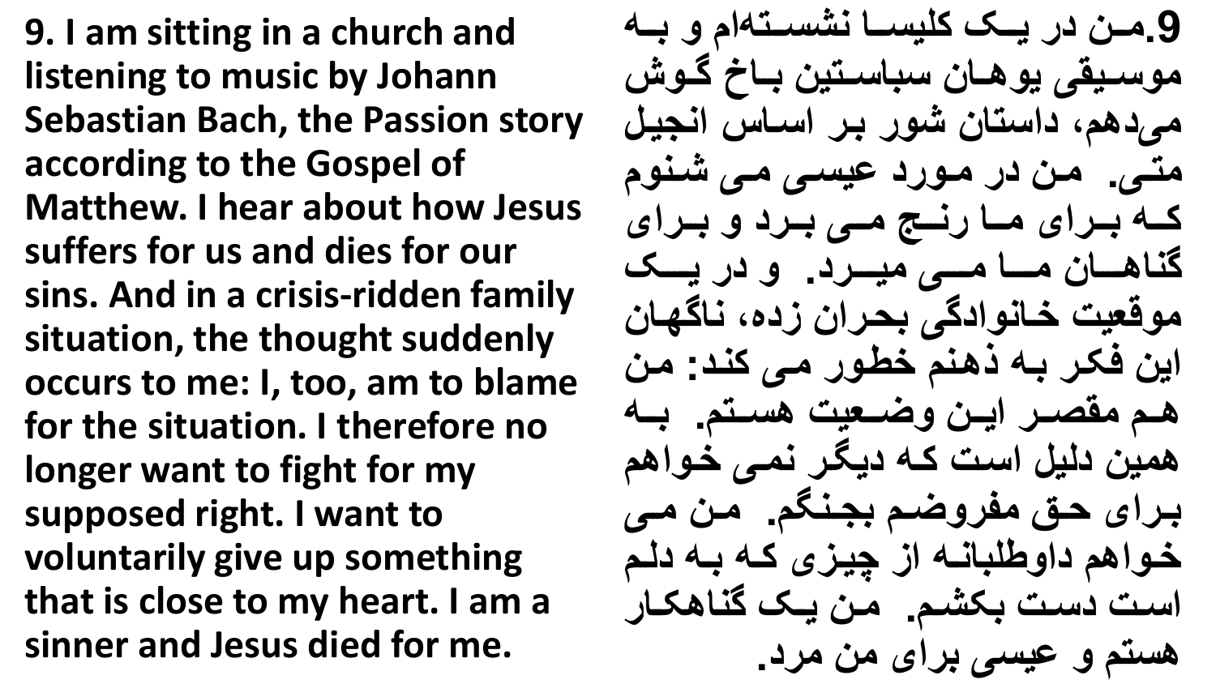**9. I am sitting in a church and listening to music by Johann Sebastian Bach, the Passion story according to the Gospel of Matthew. I hear about how Jesus suffers for us and dies for our sins. And in a crisis-ridden family situation, the thought suddenly occurs to me: I, too, am to blame for the situation. I therefore no longer want to fight for my supposed right. I want to voluntarily give up something that is close to my heart. I am a sinner and Jesus died for me.**

**9.من در یک کلیسا نشسته‌ام و به موسیقی یوهان سباستین باخ گوش می‌دهم، داستان شور بر اساس انجیل متی. من در مورد عیسی می شنوم که برای ما رنج می برد و برای گناهان ما می میرد. و در یک موقعیت خانوادگی بحران زده، ناگهان این فکر به ذهنم خطور می کند: من هم مقصر این وضعیت هستم. به همین دلیل است که دیگر نمی خواهم برای حق مفروضم بجنگم. من می خواهم داوطلبانه از چیزی که به دلم است دست بکشم. من یک گناهکار هستم و عیسی برای من مرد.**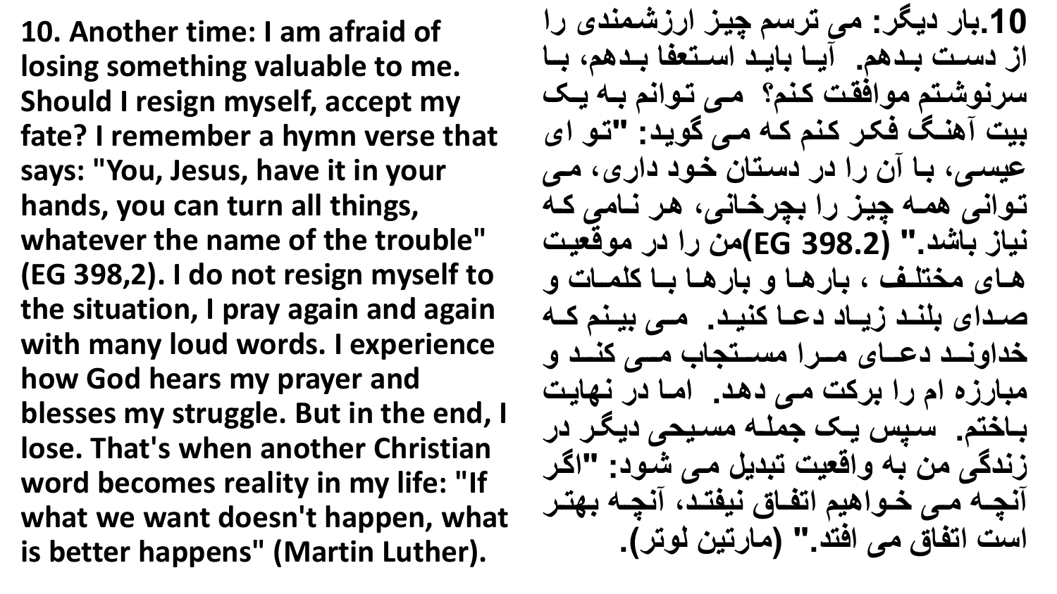**10. Another time: I am afraid of losing something valuable to me. Should I resign myself, accept my fate? I remember a hymn verse that says: "You, Jesus, have it in your hands, you can turn all things, whatever the name of the trouble" (EG 398,2). I do not resign myself to the situation, I pray again and again with many loud words. I experience how God hears my prayer and blesses my struggle. But in the end, I lose. That's when another Christian word becomes reality in my life: "If what we want doesn't happen, what is better happens" (Martin Luther).**

**10.بار دیگر: می ترسم چیز ارزشمندی را از دست بدهم. آیا باید استعفا بدهم، با سرنوشتم موافقت کنم؟ می توانم به یک بیت آهنگ فکر کنم که می گوید: "تو ای عیسی، با آن را در دستان خود داری، می توانی همه چیز را بچرخانی، هر نامی که نیاز باشد." (EG 398.2)من را در موقعیت های مختلف ، بارها و بارها با کلمات و صدای بلند زیاد دعا کنید. می بینم که خداوند دعای مرا مستجاب می کند و مبارزه ام را برکت می دهد. اما در نهایت باختم. سپس یک جمله مسیحی دیگر در زندگی من به واقعیت تبدیل می شود: "اگر آنچه می خواهیم اتفاق نیفتد، آنچه بهتر است اتفاق می افتد." (مارتین لوتر).**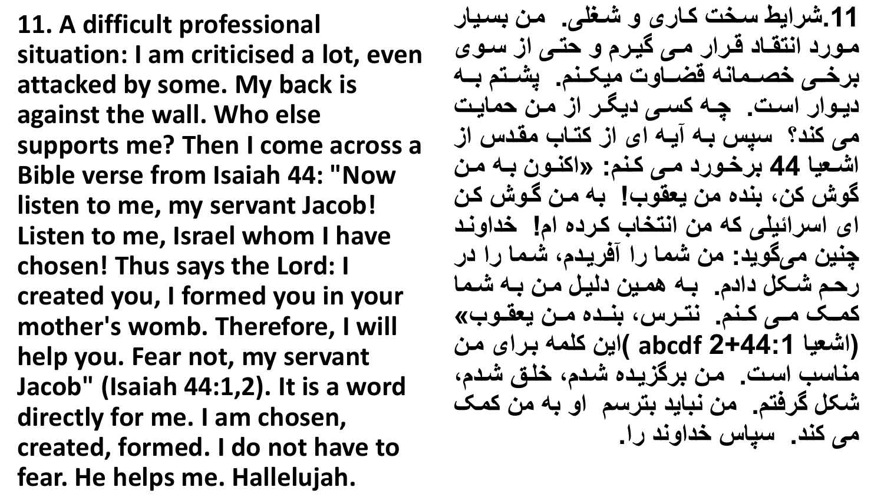**11. A difficult professional situation: I am criticised a lot, even attacked by some. My back is against the wall. Who else supports me? Then I come across a Bible verse from Isaiah 44: "Now listen to me, my servant Jacob! Listen to me, Israel whom I have chosen! Thus says the Lord: I created you, I formed you in your mother's womb. Therefore, I will help you. Fear not, my servant Jacob" (Isaiah 44:1,2). It is a word directly for me. I am chosen, created, formed. I do not have to fear. He helps me. Hallelujah.**

**11.شرایط سخت کاری و شغلی. من بسیار مورد انتقاد قرار می گیرم و حتی از سوی برخی خصمانه قضاوت میکنم. پشتم به دیوار است. چه کسی دیگر از من حمایت می کند؟ سپس به آیه ای از کتاب مقدس از اشعیا 44 برخورد می کنم: «اکنون به من گوش کن، بنده من یعقوب! به من گوش کن ای اسرائیلی که من انتخاب کرده ام! خداوند چنین می‌گوید: من شما را آفریدم، شما را در رحم شکل دادم. به همین دلیل من به شما کمک می کنم. نترس، بنده من یعقوب» (اشعیا 44:1+2 abcdf )این کلمه برای من مناسب است. من برگزیده شدم، خلق شدم، شکل گرفتم. من نباید بترسم او به من کمک می کند. سپاس خداوند را.**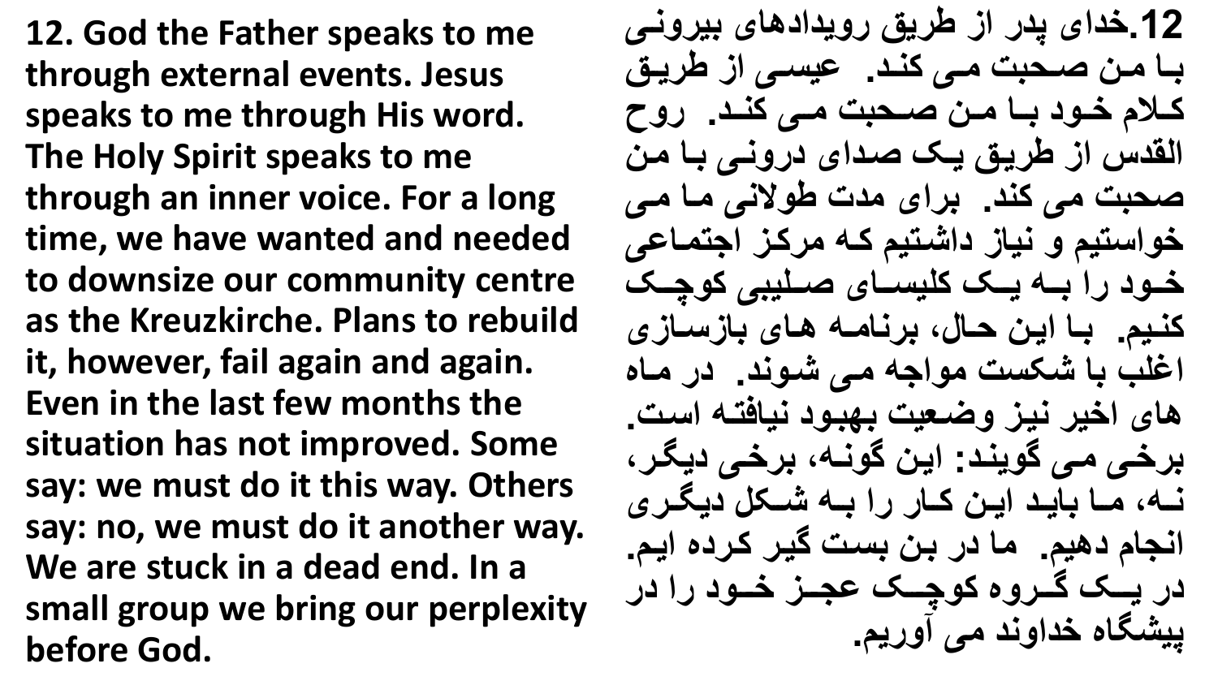**12. God the Father speaks to me through external events. Jesus speaks to me through His word. The Holy Spirit speaks to me through an inner voice. For a long time, we have wanted and needed to downsize our community centre as the Kreuzkirche. Plans to rebuild it, however, fail again and again. Even in the last few months the situation has not improved. Some say: we must do it this way. Others say: no, we must do it another way. We are stuck in a dead end. In a small group we bring our perplexity before God.**

**12.خدای پدر از طریق رویدادهای بیرونی با من صحبت می کند. عیسی از طریق کلام خود با من صحبت می کند. روح القدس از طریق یک صدای درونی با من صحبت می کند. برای مدت طولانی ما می خواستیم و نیاز داشتیم که مرکز اجتماعی خود را به یک کلیسای صلیبی کوچک کنیم. با این حال، برنامه های بازسازی اغلب با شکست مواجه می شوند. در ماه های اخیر نیز وضعیت بهبود نیافته است. برخی می گویند: این گونه، برخی دیگر، نه، ما باید این کار را به شکل دیگری انجام دهیم. ما در بن بست گیر کرده ایم. در یک گروه کوچک عجز خود را در پیشگاه خداوند می آوریم.**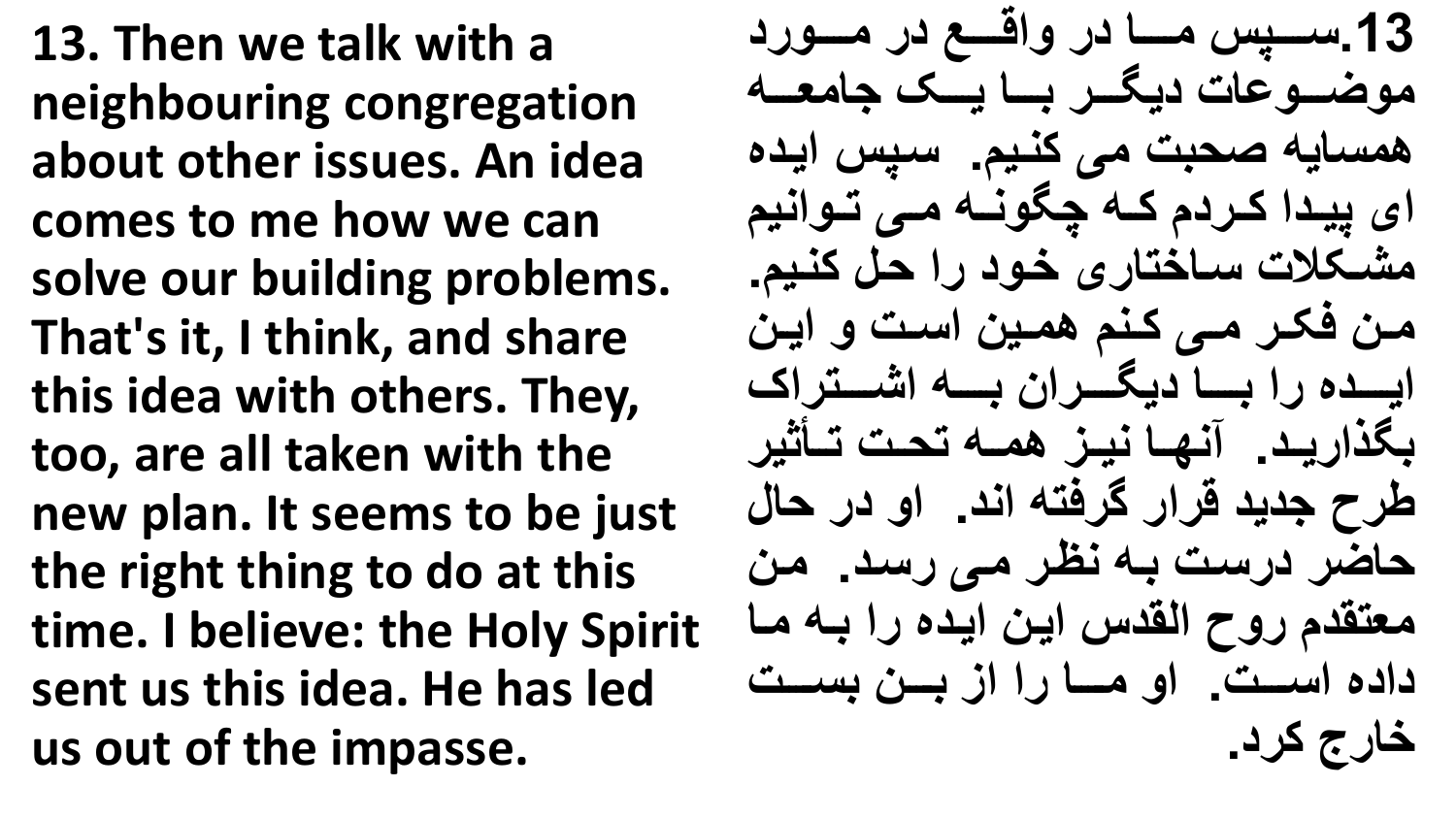**13. Then we talk with a neighbouring congregation about other issues. An idea comes to me how we can solve our building problems. That's it, I think, and share this idea with others. They, too, are all taken with the new plan. It seems to be just the right thing to do at this time. I believe: the Holy Spirit sent us this idea. He has led us out of the impasse.**

**13.سپس ما در واقع در مورد موضوعات دیگر با یک جامعه همسایه صحبت می کنیم. سپس ایده ای پیدا کردم که چگونه می توانیم مشکلات ساختاری خود را حل کنیم. من فکر می کنم همین است و این ایده را با دیگران به اشتراک بگذارید. آنها نیز همه تحت تأثیر طرح جدید قرار گرفته اند. او در حال حاضر درست به نظر می رسد. من معتقدم روح القدس این ایده را به ما داده است. او ما را از بن بست خارج کرد.**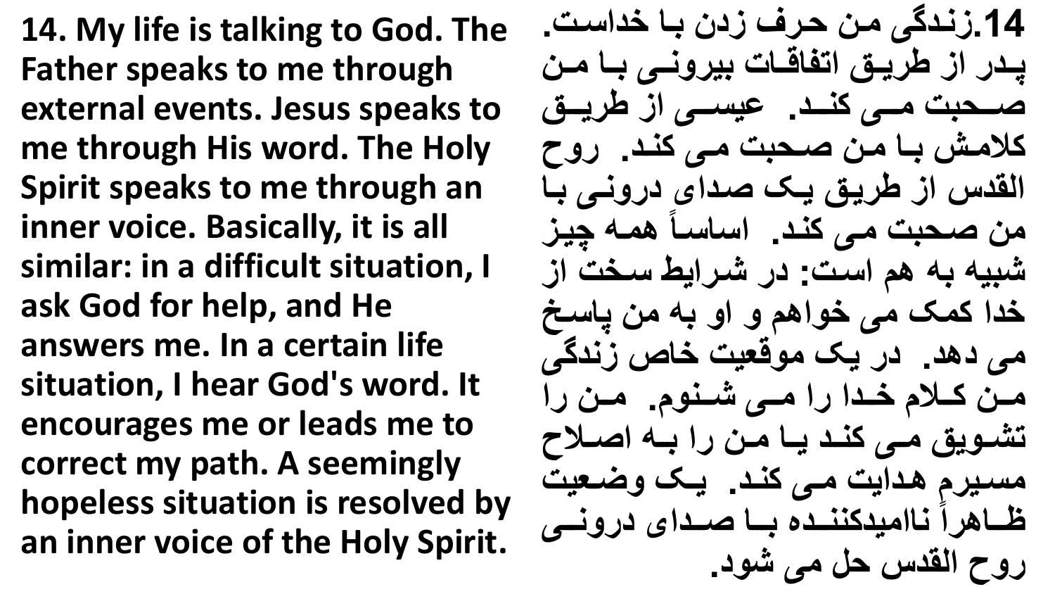**14. My life is talking to God. The Father speaks to me through external events. Jesus speaks to me through His word. The Holy Spirit speaks to me through an inner voice. Basically, it is all similar: in a difficult situation, I ask God for help, and He answers me. In a certain life situation, I hear God's word. It encourages me or leads me to correct my path. A seemingly hopeless situation is resolved by an inner voice of the Holy Spirit.**

**14.زندگی من حرف زدن با خداست. پدر از طریق اتفاقات بیرونی با من صحبت می کند. عیسی از طریق کلامش با من صحبت می کند. روح القدس از طریق یک صدای درونی با من صحبت می کند. اساساً همه چیز شبیه به هم است: در شرایط سخت از خدا کمک می خواهم و او به من پاسخ می دهد. در یک موقعیت خاص زندگی من کلام خدا را می شنوم. من را تشویق می کند یا من را به اصلاح مسیرم هدایت می کند. یک وضعیت ظاهراً ناامیدکننده با صدای درونی روح القدس حل می شود.**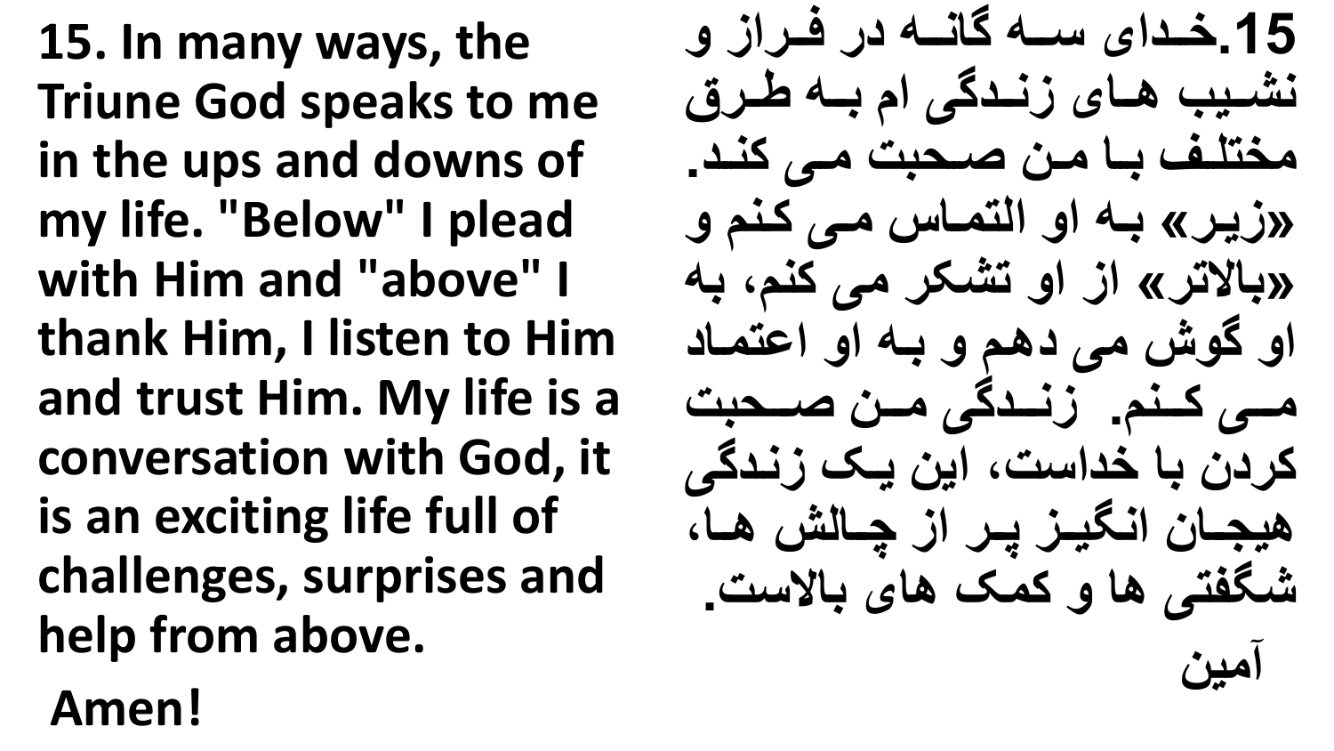**15. In many ways, the Triune God speaks to me in the ups and downs of my life. "Below" I plead with Him and "above" I thank Him, I listen to Him and trust Him. My life is a conversation with God, it is an exciting life full of challenges, surprises and help from above.**

**Amen!**

**15.خدای سه گانه در فراز و نشیب های زندگی ام به طرق مختلف با من صحبت می کند. «زیر» به او التماس می کنم و «بالاتر» از او تشکر می کنم، به او گوش می دهم و به او اعتماد می کنم. زندگی من صحبت کردن با خداست، این یک زندگی هیجان انگیز پر از چالش ها، شگفتی ها و کمک های بالاست.**

**آمین**